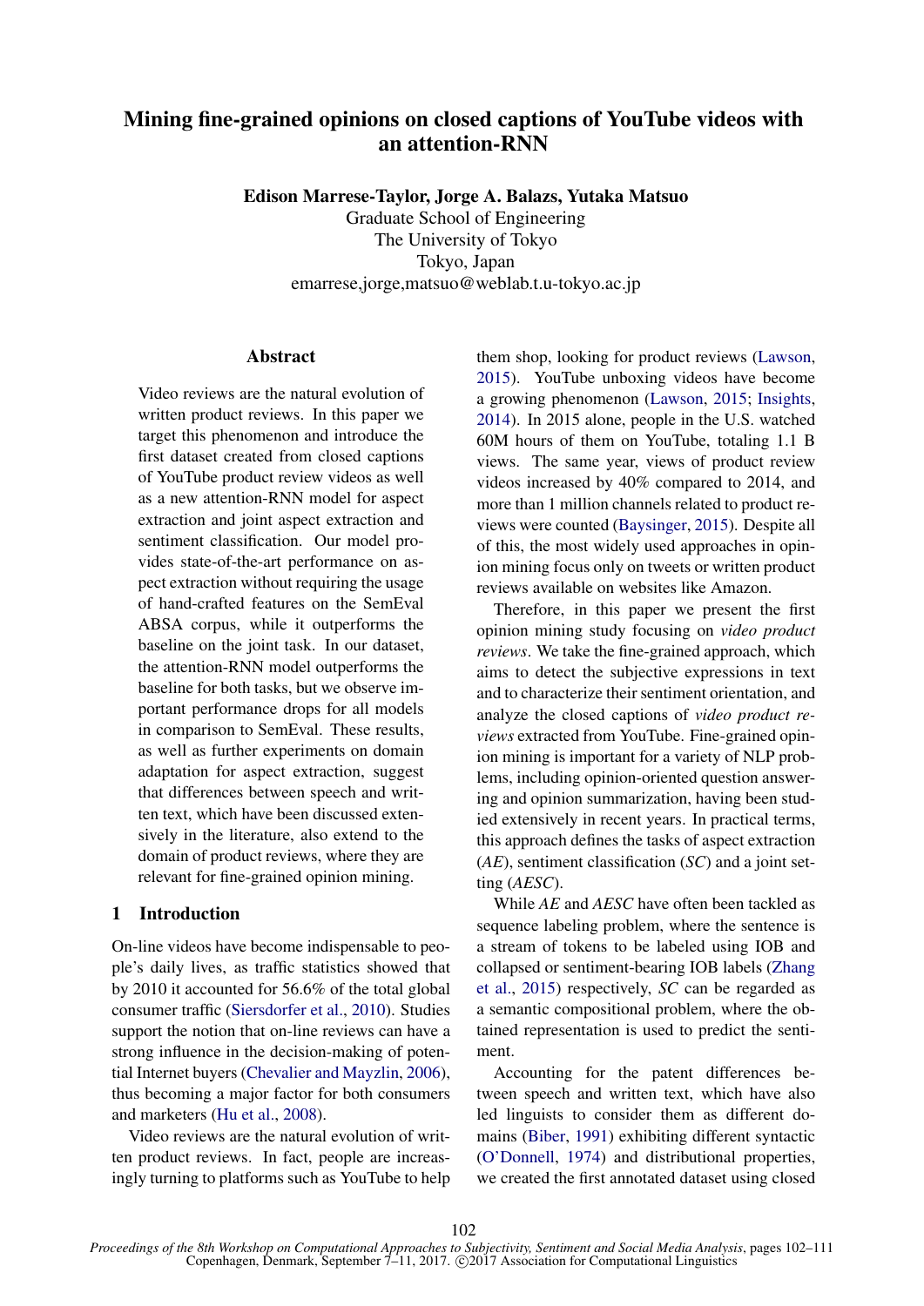# Mining fine-grained opinions on closed captions of YouTube videos with an attention-RNN

**Edison Marrese-Taylor, Jorge A. Balazs, Yutaka Matsuo**

Graduate School of Engineering
The University of Tokyo
Tokyo, Japan
emarrese,jorge,matsuo@weblab.t.u-tokyo.ac.jp

## Abstract

Video reviews are the natural evolution of written product reviews. In this paper we target this phenomenon and introduce the first dataset created from closed captions of YouTube product review videos as well as a new attention-RNN model for aspect extraction and joint aspect extraction and sentiment classification. Our model provides state-of-the-art performance on aspect extraction without requiring the usage of hand-crafted features on the SemEval ABSA corpus, while it outperforms the baseline on the joint task. In our dataset, the attention-RNN model outperforms the baseline for both tasks, but we observe important performance drops for all models in comparison to SemEval. These results, as well as further experiments on domain adaptation for aspect extraction, suggest that differences between speech and written text, which have been discussed extensively in the literature, also extend to the domain of product reviews, where they are relevant for fine-grained opinion mining.

## 1 Introduction

On-line videos have become indispensable to people's daily lives, as traffic statistics showed that by 2010 it accounted for 56.6% of the total global consumer traffic (Siersdorfer et al., 2010). Studies support the notion that on-line reviews can have a strong influence in the decision-making of potential Internet buyers (Chevalier and Mayzlin, 2006), thus becoming a major factor for both consumers and marketers (Hu et al., 2008).

Video reviews are the natural evolution of written product reviews. In fact, people are increasingly turning to platforms such as YouTube to help them shop, looking for product reviews (Lawson, 2015). YouTube unboxing videos have become a growing phenomenon (Lawson, 2015; Insights, 2014). In 2015 alone, people in the U.S. watched 60M hours of them on YouTube, totaling 1.1 B views. The same year, views of product review videos increased by 40% compared to 2014, and more than 1 million channels related to product reviews were counted (Baysinger, 2015). Despite all of this, the most widely used approaches in opinion mining focus only on tweets or written product reviews available on websites like Amazon.

Therefore, in this paper we present the first opinion mining study focusing on *video product reviews*. We take the fine-grained approach, which aims to detect the subjective expressions in text and to characterize their sentiment orientation, and analyze the closed captions of *video product reviews* extracted from YouTube. Fine-grained opinion mining is important for a variety of NLP problems, including opinion-oriented question answering and opinion summarization, having been studied extensively in recent years. In practical terms, this approach defines the tasks of aspect extraction (*AE*), sentiment classification (*SC*) and a joint setting (*AESC*).

While *AE* and *AESC* have often been tackled as sequence labeling problem, where the sentence is a stream of tokens to be labeled using IOB and collapsed or sentiment-bearing IOB labels (Zhang et al., 2015) respectively, *SC* can be regarded as a semantic compositional problem, where the obtained representation is used to predict the sentiment.

Accounting for the patent differences between speech and written text, which have also led linguists to consider them as different domains (Biber, 1991) exhibiting different syntactic (O'Donnell, 1974) and distributional properties, we created the first annotated dataset using closed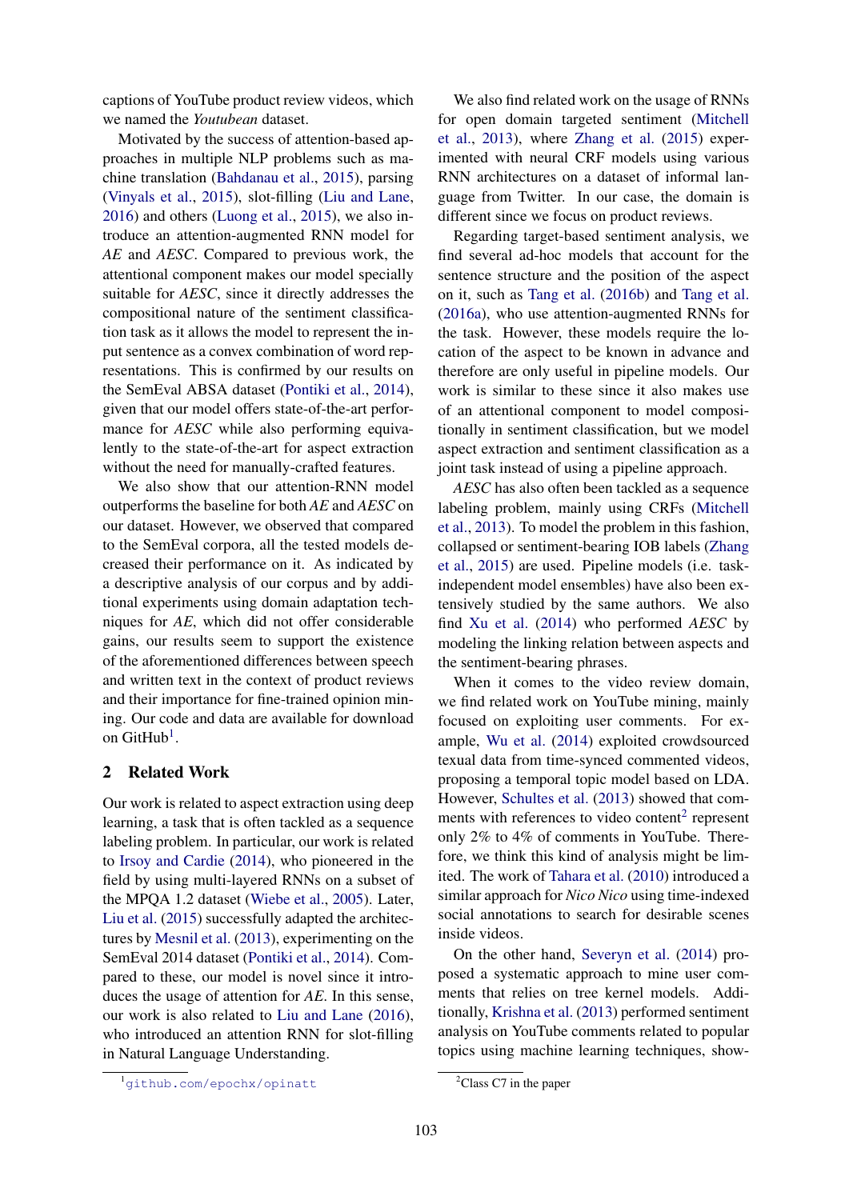captions of YouTube product review videos, which we named the *Youtubean* dataset.

Motivated by the success of attention-based approaches in multiple NLP problems such as machine translation (Bahdanau et al., 2015), parsing (Vinyals et al., 2015), slot-filling (Liu and Lane, 2016) and others (Luong et al., 2015), we also introduce an attention-augmented RNN model for *AE* and *AESC*. Compared to previous work, the attentional component makes our model specially suitable for *AESC*, since it directly addresses the compositional nature of the sentiment classification task as it allows the model to represent the input sentence as a convex combination of word representations. This is confirmed by our results on the SemEval ABSA dataset (Pontiki et al., 2014), given that our model offers state-of-the-art performance for *AESC* while also performing equivalently to the state-of-the-art for aspect extraction without the need for manually-crafted features.

We also show that our attention-RNN model outperforms the baseline for both *AE* and *AESC* on our dataset. However, we observed that compared to the SemEval corpora, all the tested models decreased their performance on it. As indicated by a descriptive analysis of our corpus and by additional experiments using domain adaptation techniques for *AE*, which did not offer considerable gains, our results seem to support the existence of the aforementioned differences between speech and written text in the context of product reviews and their importance for fine-trained opinion mining. Our code and data are available for download on GitHub[1].

## 2 Related Work

Our work is related to aspect extraction using deep learning, a task that is often tackled as a sequence labeling problem. In particular, our work is related to Irsoy and Cardie (2014), who pioneered in the field by using multi-layered RNNs on a subset of the MPQA 1.2 dataset (Wiebe et al., 2005). Later, Liu et al. (2015) successfully adapted the architectures by Mesnil et al. (2013), experimenting on the SemEval 2014 dataset (Pontiki et al., 2014). Compared to these, our model is novel since it introduces the usage of attention for *AE*. In this sense, our work is also related to Liu and Lane (2016), who introduced an attention RNN for slot-filling in Natural Language Understanding.

We also find related work on the usage of RNNs for open domain targeted sentiment (Mitchell et al., 2013), where Zhang et al. (2015) experimented with neural CRF models using various RNN architectures on a dataset of informal language from Twitter. In our case, the domain is different since we focus on product reviews.

Regarding target-based sentiment analysis, we find several ad-hoc models that account for the sentence structure and the position of the aspect on it, such as Tang et al. (2016b) and Tang et al. (2016a), who use attention-augmented RNNs for the task. However, these models require the location of the aspect to be known in advance and therefore are only useful in pipeline models. Our work is similar to these since it also makes use of an attentional component to model compositionally in sentiment classification, but we model aspect extraction and sentiment classification as a joint task instead of using a pipeline approach.

*AESC* has also often been tackled as a sequence labeling problem, mainly using CRFs (Mitchell et al., 2013). To model the problem in this fashion, collapsed or sentiment-bearing IOB labels (Zhang et al., 2015) are used. Pipeline models (i.e. task-independent model ensembles) have also been extensively studied by the same authors. We also find Xu et al. (2014) who performed *AESC* by modeling the linking relation between aspects and the sentiment-bearing phrases.

When it comes to the video review domain, we find related work on YouTube mining, mainly focused on exploiting user comments. For example, Wu et al. (2014) exploited crowdsourced texual data from time-synced commented videos, proposing a temporal topic model based on LDA. However, Schultes et al. (2013) showed that comments with references to video content[2] represent only 2% to 4% of comments in YouTube. Therefore, we think this kind of analysis might be limited. The work of Tahara et al. (2010) introduced a similar approach for *Nico Nico* using time-indexed social annotations to search for desirable scenes inside videos.

On the other hand, Severyn et al. (2014) proposed a systematic approach to mine user comments that relies on tree kernel models. Additionally, Krishna et al. (2013) performed sentiment analysis on YouTube comments related to popular topics using machine learning techniques, show-

[1] github.com/epochx/opinatt

[2] Class C7 in the paper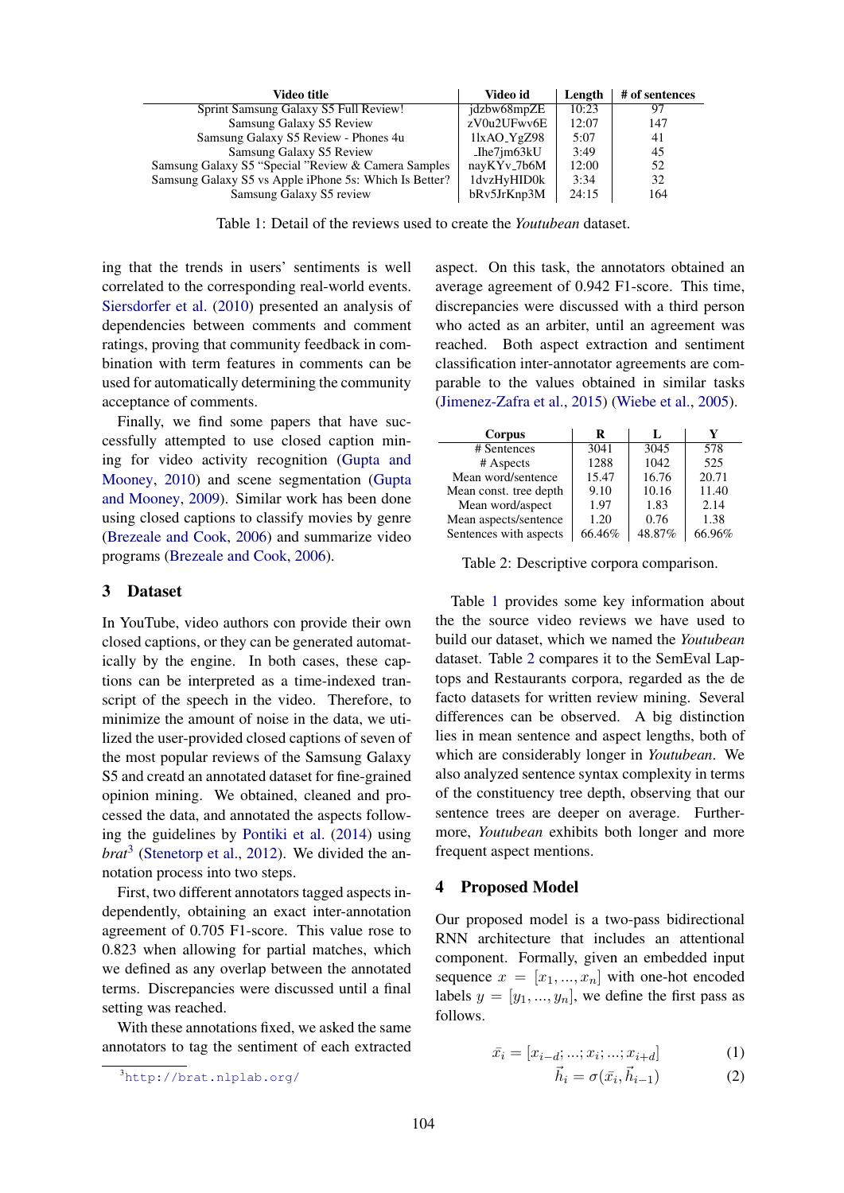| Video title | Video id | Length | # of sentences |
|---|---|---|---|
| Sprint Samsung Galaxy S5 Full Review! | jdzbw68mpZE | 10:23 | 97 |
| Samsung Galaxy S5 Review | zV0u2UFwv6E | 12:07 | 147 |
| Samsung Galaxy S5 Review - Phones 4u | 1lxAO_YgZ98 | 5:07 | 41 |
| Samsung Galaxy S5 Review | _Ihe7jm63kU | 3:49 | 45 |
| Samsung Galaxy S5 "Special "Review & Camera Samples | nayKYv_7b6M | 12:00 | 52 |
| Samsung Galaxy S5 vs Apple iPhone 5s: Which Is Better? | 1dvzHyHID0k | 3:34 | 32 |
| Samsung Galaxy S5 review | bRv5JrKnp3M | 24:15 | 164 |

Table 1: Detail of the reviews used to create the *Youtubean* dataset.

ing that the trends in users' sentiments is well correlated to the corresponding real-world events. Siersdorfer et al. (2010) presented an analysis of dependencies between comments and comment ratings, proving that community feedback in combination with term features in comments can be used for automatically determining the community acceptance of comments.

Finally, we find some papers that have successfully attempted to use closed caption mining for video activity recognition (Gupta and Mooney, 2010) and scene segmentation (Gupta and Mooney, 2009). Similar work has been done using closed captions to classify movies by genre (Brezeale and Cook, 2006) and summarize video programs (Brezeale and Cook, 2006).

## 3 Dataset

In YouTube, video authors con provide their own closed captions, or they can be generated automatically by the engine. In both cases, these captions can be interpreted as a time-indexed transcript of the speech in the video. Therefore, to minimize the amount of noise in the data, we utilized the user-provided closed captions of seven of the most popular reviews of the Samsung Galaxy S5 and creatd an annotated dataset for fine-grained opinion mining. We obtained, cleaned and processed the data, and annotated the aspects following the guidelines by Pontiki et al. (2014) using *brat*[3] (Stenetorp et al., 2012). We divided the annotation process into two steps.

First, two different annotators tagged aspects independently, obtaining an exact inter-annotation agreement of 0.705 F1-score. This value rose to 0.823 when allowing for partial matches, which we defined as any overlap between the annotated terms. Discrepancies were discussed until a final setting was reached.

With these annotations fixed, we asked the same annotators to tag the sentiment of each extracted aspect. On this task, the annotators obtained an average agreement of 0.942 F1-score. This time, discrepancies were discussed with a third person who acted as an arbiter, until an agreement was reached. Both aspect extraction and sentiment classification inter-annotator agreements are comparable to the values obtained in similar tasks (Jimenez-Zafra et al., 2015) (Wiebe et al., 2005).

[3] http://brat.nlplab.org/

| Corpus | R | L | Y |
|---|---|---|---|
| # Sentences | 3041 | 3045 | 578 |
| # Aspects | 1288 | 1042 | 525 |
| Mean word/sentence | 15.47 | 16.76 | 20.71 |
| Mean const. tree depth | 9.10 | 10.16 | 11.40 |
| Mean word/aspect | 1.97 | 1.83 | 2.14 |
| Mean aspects/sentence | 1.20 | 0.76 | 1.38 |
| Sentences with aspects | 66.46% | 48.87% | 66.96% |

Table 2: Descriptive corpora comparison.

Table 1 provides some key information about the the source video reviews we have used to build our dataset, which we named the *Youtubean* dataset. Table 2 compares it to the SemEval Laptops and Restaurants corpora, regarded as the de facto datasets for written review mining. Several differences can be observed. A big distinction lies in mean sentence and aspect lengths, both of which are considerably longer in *Youtubean*. We also analyzed sentence syntax complexity in terms of the constituency tree depth, observing that our sentence trees are deeper on average. Furthermore, *Youtubean* exhibits both longer and more frequent aspect mentions.

## 4 Proposed Model

Our proposed model is a two-pass bidirectional RNN architecture that includes an attentional component. Formally, given an embedded input sequence $x = [x_1, ..., x_n]$ with one-hot encoded labels $y = [y_1, ..., y_n]$, we define the first pass as follows.

$$\bar{x}_i = [x_{i-d}; ...; x_i; ...; x_{i+d}] \tag{1}$$

$$\vec{h}_i = \sigma(\bar{x}_i, \vec{h}_{i-1}) \tag{2}$$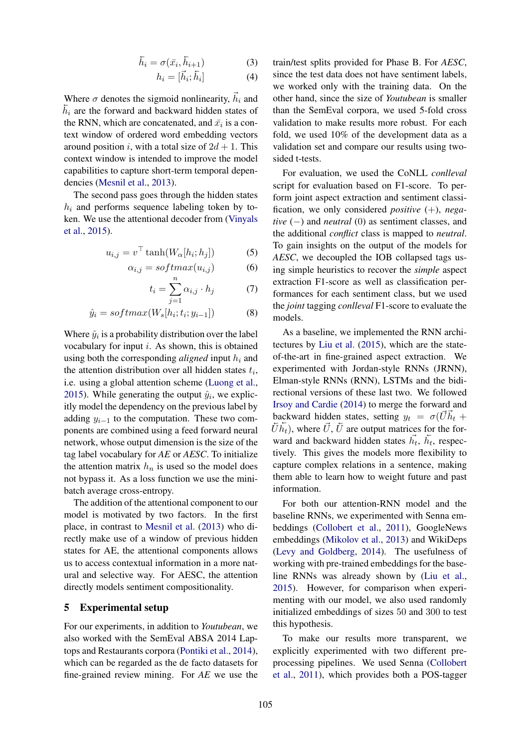$$\overleftarrow{h}_i = \sigma(\bar{x}_i, \overleftarrow{h}_{i+1}) \quad (3)$$

$$h_i = [\vec{h}_i; \overleftarrow{h}_i] \quad (4)$$

Where $\sigma$ denotes the sigmoid nonlinearity, $\vec{h}_i$ and $\overleftarrow{h}_i$ are the forward and backward hidden states of the RNN, which are concatenated, and $\bar{x}_i$ is a context window of ordered word embedding vectors around position $i$, with a total size of $2d+1$. This context window is intended to improve the model capabilities to capture short-term temporal dependencies (Mesnil et al., 2013).

The second pass goes through the hidden states $h_i$ and performs sequence labeling token by token. We use the attentional decoder from (Vinyals et al., 2015).

$$u_{i,j} = v^\top \tanh(W_\alpha[h_i; h_j]) \quad (5)$$

$$\alpha_{i,j} = softmax(u_{i,j}) \quad (6)$$

$$t_i = \sum_{j=1}^{n} \alpha_{i,j} \cdot h_j \quad (7)$$

$$\hat{y}_i = softmax(W_s[h_i; t_i; y_{i-1}]) \quad (8)$$

Where $\hat{y}_i$ is a probability distribution over the label vocabulary for input $i$. As shown, this is obtained using both the corresponding *aligned* input $h_i$ and the attention distribution over all hidden states $t_i$, i.e. using a global attention scheme (Luong et al., 2015). While generating the output $\hat{y}_i$, we explicitly model the dependency on the previous label by adding $y_{i-1}$ to the computation. These two components are combined using a feed forward neural network, whose output dimension is the size of the tag label vocabulary for *AE* or *AESC*. To initialize the attention matrix $h_n$ is used so the model does not bypass it. As a loss function we use the mini-batch average cross-entropy.

The addition of the attentional component to our model is motivated by two factors. In the first place, in contrast to Mesnil et al. (2013) who directly make use of a window of previous hidden states for AE, the attentional components allows us to access contextual information in a more natural and selective way. For AESC, the attention directly models sentiment compositionality.

## 5 Experimental setup

For our experiments, in addition to *Youtubean*, we also worked with the SemEval ABSA 2014 Laptops and Restaurants corpora (Pontiki et al., 2014), which can be regarded as the de facto datasets for fine-grained review mining. For *AE* we use the train/test splits provided for Phase B. For *AESC*, since the test data does not have sentiment labels, we worked only with the training data. On the other hand, since the size of *Youtubean* is smaller than the SemEval corpora, we used 5-fold cross validation to make results more robust. For each fold, we used 10% of the development data as a validation set and compare our results using two-sided t-tests.

For evaluation, we used the CoNLL *conlleval* script for evaluation based on F1-score. To perform joint aspect extraction and sentiment classification, we only considered *positive* (+), *negative* (−) and *neutral* (0) as sentiment classes, and the additional *conflict* class is mapped to *neutral*. To gain insights on the output of the models for *AESC*, we decoupled the IOB collapsed tags using simple heuristics to recover the *simple* aspect extraction F1-score as well as classification performances for each sentiment class, but we used the *joint* tagging *conlleval* F1-score to evaluate the models.

As a baseline, we implemented the RNN architectures by Liu et al. (2015), which are the state-of-the-art in fine-grained aspect extraction. We experimented with Jordan-style RNNs (JRNN), Elman-style RNNs (RNN), LSTMs and the bidirectional versions of these last two. We followed Irsoy and Cardie (2014) to merge the forward and backward hidden states, setting $y_t = \sigma(\vec{U}\vec{h}_t + \overleftarrow{U}\overleftarrow{h}_t)$, where $\vec{U}$, $\overleftarrow{U}$ are output matrices for the forward and backward hidden states $\vec{h}_t$, $\overleftarrow{h}_t$, respectively. This gives the models more flexibility to capture complex relations in a sentence, making them able to learn how to weight future and past information.

For both our attention-RNN model and the baseline RNNs, we experimented with Senna embeddings (Collobert et al., 2011), GoogleNews embeddings (Mikolov et al., 2013) and WikiDeps (Levy and Goldberg, 2014). The usefulness of working with pre-trained embeddings for the baseline RNNs was already shown by (Liu et al., 2015). However, for comparison when experimenting with our model, we also used randomly initialized embeddings of sizes 50 and 300 to test this hypothesis.

To make our results more transparent, we explicitly experimented with two different preprocessing pipelines. We used Senna (Collobert et al., 2011), which provides both a POS-tagger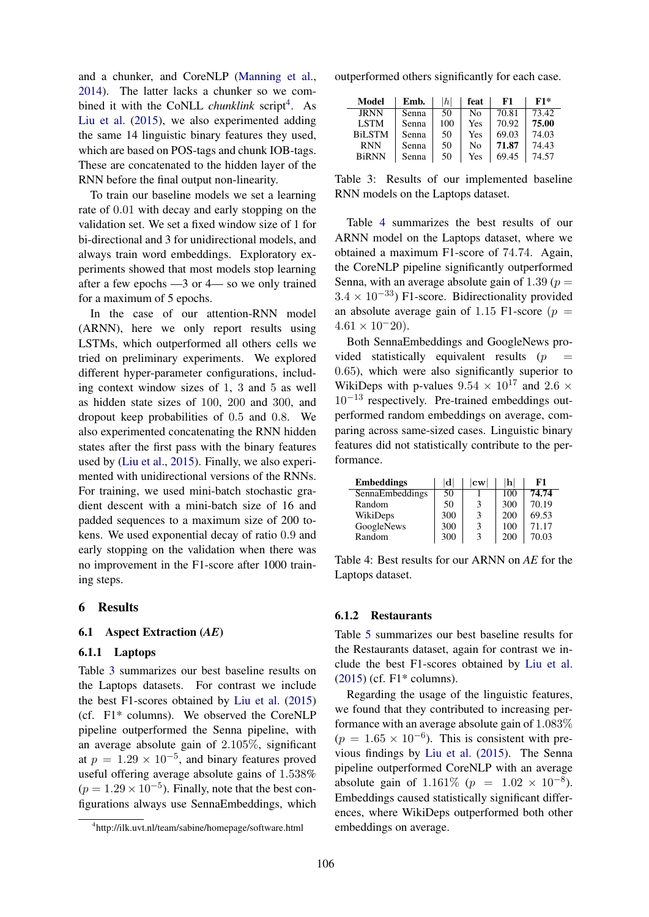and a chunker, and CoreNLP (Manning et al., 2014). The latter lacks a chunker so we combined it with the CoNLL *chunklink* script[4]. As Liu et al. (2015), we also experimented adding the same 14 linguistic binary features they used, which are based on POS-tags and chunk IOB-tags. These are concatenated to the hidden layer of the RNN before the final output non-linearity.

To train our baseline models we set a learning rate of 0.01 with decay and early stopping on the validation set. We set a fixed window size of 1 for bi-directional and 3 for unidirectional models, and always train word embeddings. Exploratory experiments showed that most models stop learning after a few epochs —3 or 4— so we only trained for a maximum of 5 epochs.

In the case of our attention-RNN model (ARNN), here we only report results using LSTMs, which outperformed all others cells we tried on preliminary experiments. We explored different hyper-parameter configurations, including context window sizes of 1, 3 and 5 as well as hidden state sizes of 100, 200 and 300, and dropout keep probabilities of 0.5 and 0.8. We also experimented concatenating the RNN hidden states after the first pass with the binary features used by (Liu et al., 2015). Finally, we also experimented with unidirectional versions of the RNNs. For training, we used mini-batch stochastic gradient descent with a mini-batch size of 16 and padded sequences to a maximum size of 200 tokens. We used exponential decay of ratio 0.9 and early stopping on the validation when there was no improvement in the F1-score after 1000 training steps.

## 6 Results

### 6.1 Aspect Extraction (*AE*)

#### 6.1.1 Laptops

Table 3 summarizes our best baseline results on the Laptops datasets. For contrast we include the best F1-scores obtained by Liu et al. (2015) (cf. F1* columns). We observed the CoreNLP pipeline outperformed the Senna pipeline, with an average absolute gain of 2.105%, significant at $p = 1.29 \times 10^{-5}$, and binary features proved useful offering average absolute gains of 1.538% ($p = 1.29 \times 10^{-5}$). Finally, note that the best configurations always use SennaEmbeddings, which outperformed others significantly for each case.

| Model | Emb. | $\|h\|$ | feat | F1 | F1* |
|---|---|---|---|---|---|
| JRNN | Senna | 50 | No | 70.81 | 73.42 |
| LSTM | Senna | 100 | Yes | 70.92 | **75.00** |
| BiLSTM | Senna | 50 | Yes | 69.03 | 74.03 |
| RNN | Senna | 50 | No | **71.87** | 74.43 |
| BiRNN | Senna | 50 | Yes | 69.45 | 74.57 |

Table 3: Results of our implemented baseline RNN models on the Laptops dataset.

Table 4 summarizes the best results of our ARNN model on the Laptops dataset, where we obtained a maximum F1-score of 74.74. Again, the CoreNLP pipeline significantly outperformed Senna, with an average absolute gain of 1.39 ($p = 3.4 \times 10^{-33}$) F1-score. Bidirectionality provided an absolute average gain of 1.15 F1-score ($p = 4.61 \times 10^{-}20$).

Both SennaEmbeddings and GoogleNews provided statistically equivalent results ($p = 0.65$), which were also significantly superior to WikiDeps with p-values $9.54 \times 10^{17}$ and $2.6 \times 10^{-13}$ respectively. Pre-trained embeddings outperformed random embeddings on average, comparing across same-sized cases. Linguistic binary features did not statistically contribute to the performance.

| Embeddings | $\|d\|$ | $\|cw\|$ | $\|h\|$ | F1 |
|---|---|---|---|---|
| SennaEmbeddings | 50 | 1 | 100 | **74.74** |
| Random | 50 | 3 | 300 | 70.19 |
| WikiDeps | 300 | 3 | 200 | 69.53 |
| GoogleNews | 300 | 3 | 100 | 71.17 |
| Random | 300 | 3 | 200 | 70.03 |

Table 4: Best results for our ARNN on *AE* for the Laptops dataset.

#### 6.1.2 Restaurants

Table 5 summarizes our best baseline results for the Restaurants dataset, again for contrast we include the best F1-scores obtained by Liu et al. (2015) (cf. F1* columns).

Regarding the usage of the linguistic features, we found that they contributed to increasing performance with an average absolute gain of 1.083% ($p = 1.65 \times 10^{-6}$). This is consistent with previous findings by Liu et al. (2015). The Senna pipeline outperformed CoreNLP with an average absolute gain of 1.161% ($p = 1.02 \times 10^{-8}$). Embeddings caused statistically significant differences, where WikiDeps outperformed both other embeddings on average.

[4]http://ilk.uvt.nl/team/sabine/homepage/software.html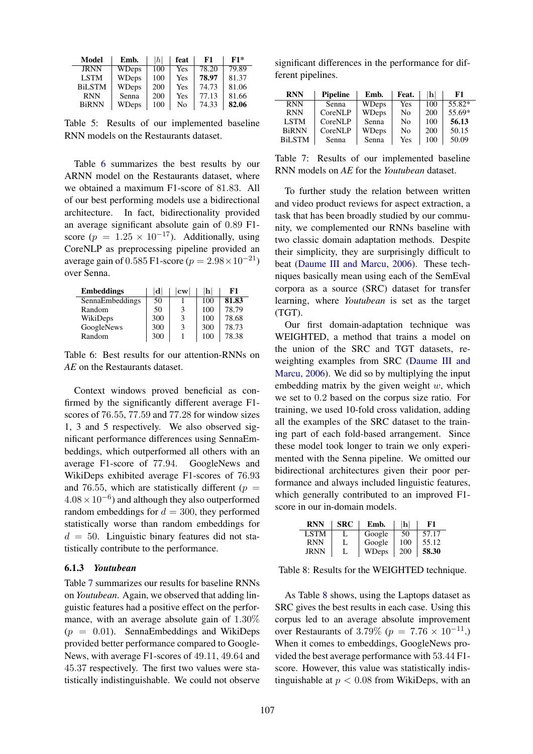| Model | Emb. | $\|h\|$ | feat | F1 | F1* |
|---|---|---|---|---|---|
| JRNN | WDeps | 100 | Yes | 78.20 | 79.89 |
| LSTM | WDeps | 100 | Yes | **78.97** | 81.37 |
| BiLSTM | WDeps | 200 | Yes | 74.73 | 81.06 |
| RNN | Senna | 200 | Yes | 77.13 | 81.66 |
| BiRNN | WDeps | 100 | No | 74.33 | **82.06** |

Table 5: Results of our implemented baseline RNN models on the Restaurants dataset.

Table 6 summarizes the best results by our ARNN model on the Restaurants dataset, where we obtained a maximum F1-score of 81.83. All of our best performing models use a bidirectional architecture. In fact, bidirectionality provided an average significant absolute gain of 0.89 F1-score ($p = 1.25 \times 10^{-17}$). Additionally, using CoreNLP as preprocessing pipeline provided an average gain of 0.585 F1-score ($p = 2.98 \times 10^{-21}$) over Senna.

| Embeddings | $\|$d$\|$ | $\|$cw$\|$ | $\|$h$\|$ | F1 |
|---|---|---|---|---|
| SennaEmbeddings | 50 | 1 | 100 | **81.83** |
| Random | 50 | 3 | 100 | 78.79 |
| WikiDeps | 300 | 3 | 100 | 78.68 |
| GoogleNews | 300 | 3 | 300 | 78.73 |
| Random | 300 | 1 | 100 | 78.38 |

Table 6: Best results for our attention-RNNs on *AE* on the Restaurants dataset.

Context windows proved beneficial as confirmed by the significantly different average F1-scores of 76.55, 77.59 and 77.28 for window sizes 1, 3 and 5 respectively. We also observed significant performance differences using SennaEmbeddings, which outperformed all others with an average F1-score of 77.94. GoogleNews and WikiDeps exhibited average F1-scores of 76.93 and 76.55, which are statistically different ($p = 4.08 \times 10^{-6}$) and although they also outperformed random embeddings for $d = 300$, they performed statistically worse than random embeddings for $d = 50$. Linguistic binary features did not statistically contribute to the performance.

### 6.1.3 *Youtubean*

Table 7 summarizes our results for baseline RNNs on *Youtubean*. Again, we observed that adding linguistic features had a positive effect on the performance, with an average absolute gain of 1.30% ($p = 0.01$). SennaEmbeddings and WikiDeps provided better performance compared to GoogleNews, with average F1-scores of 49.11, 49.64 and 45.37 respectively. The first two values were statistically indistinguishable. We could not observe significant differences in the performance for different pipelines.

| RNN | Pipeline | Emb. | Feat. | $\|$h$\|$ | F1 |
|---|---|---|---|---|---|
| RNN | Senna | WDeps | Yes | 100 | 55.82* |
| RNN | CoreNLP | WDeps | No | 200 | 55.69* |
| LSTM | CoreNLP | Senna | No | 100 | **56.13** |
| BiRNN | CoreNLP | WDeps | No | 200 | 50.15 |
| BiLSTM | Senna | Senna | Yes | 100 | 50.09 |

Table 7: Results of our implemented baseline RNN models on *AE* for the *Youtubean* dataset.

To further study the relation between written and video product reviews for aspect extraction, a task that has been broadly studied by our community, we complemented our RNNs baseline with two classic domain adaptation methods. Despite their simplicity, they are surprisingly difficult to beat (Daume III and Marcu, 2006). These techniques basically mean using each of the SemEval corpora as a source (SRC) dataset for transfer learning, where *Youtubean* is set as the target (TGT).

Our first domain-adaptation technique was WEIGHTED, a method that trains a model on the union of the SRC and TGT datasets, re-weighting examples from SRC (Daume III and Marcu, 2006). We did so by multiplying the input embedding matrix by the given weight $w$, which we set to 0.2 based on the corpus size ratio. For training, we used 10-fold cross validation, adding all the examples of the SRC dataset to the training part of each fold-based arrangement. Since these model took longer to train we only experimented with the Senna pipeline. We omitted our bidirectional architectures given their poor performance and always included linguistic features, which generally contributed to an improved F1-score in our in-domain models.

| RNN | SRC | Emb. | $\|$h$\|$ | F1 |
|---|---|---|---|---|
| LSTM | L | Google | 50 | 57.17 |
| RNN | L | Google | 100 | 55.12 |
| JRNN | L | WDeps | 200 | **58.30** |

Table 8: Results for the WEIGHTED technique.

As Table 8 shows, using the Laptops dataset as SRC gives the best results in each case. Using this corpus led to an average absolute improvement over Restaurants of 3.79% ($p = 7.76 \times 10^{-11}$.) When it comes to embeddings, GoogleNews provided the best average performance with 53.44 F1-score. However, this value was statistically indistinguishable at $p < 0.08$ from WikiDeps, with an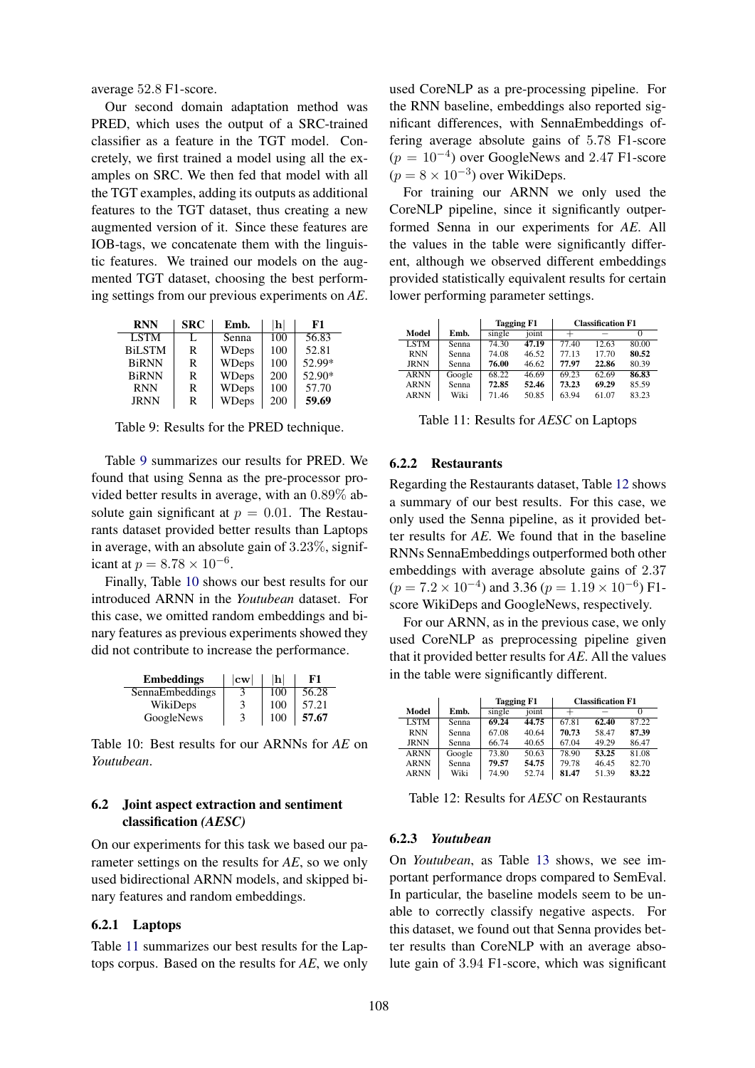average 52.8 F1-score.

Our second domain adaptation method was PRED, which uses the output of a SRC-trained classifier as a feature in the TGT model. Concretely, we first trained a model using all the examples on SRC. We then fed that model with all the TGT examples, adding its outputs as additional features to the TGT dataset, thus creating a new augmented version of it. Since these features are IOB-tags, we concatenate them with the linguistic features. We trained our models on the augmented TGT dataset, choosing the best performing settings from our previous experiments on *AE*.

| RNN | SRC | Emb. | \|h\| | F1 |
|---|---|---|---|---|
| LSTM | L | Senna | 100 | 56.83 |
| BiLSTM | R | WDeps | 100 | 52.81 |
| BiRNN | R | WDeps | 100 | 52.99* |
| BiRNN | R | WDeps | 200 | 52.90* |
| RNN | R | WDeps | 100 | 57.70 |
| JRNN | R | WDeps | 200 | **59.69** |

Table 9: Results for the PRED technique.

Table 9 summarizes our results for PRED. We found that using Senna as the pre-processor provided better results in average, with an 0.89% absolute gain significant at $p = 0.01$. The Restaurants dataset provided better results than Laptops in average, with an absolute gain of 3.23%, significant at $p = 8.78 \times 10^{-6}$.

Finally, Table 10 shows our best results for our introduced ARNN in the *Youtubean* dataset. For this case, we omitted random embeddings and binary features as previous experiments showed they did not contribute to increase the performance.

| Embeddings | \|cw\| | \|h\| | F1 |
|---|---|---|---|
| SennaEmbeddings | 3 | 100 | 56.28 |
| WikiDeps | 3 | 100 | 57.21 |
| GoogleNews | 3 | 100 | **57.67** |

Table 10: Best results for our ARNNs for *AE* on *Youtubean*.

## 6.2 Joint aspect extraction and sentiment classification *(AESC)*

On our experiments for this task we based our parameter settings on the results for *AE*, so we only used bidirectional ARNN models, and skipped binary features and random embeddings.

### 6.2.1 Laptops

Table 11 summarizes our best results for the Laptops corpus. Based on the results for *AE*, we only used CoreNLP as a pre-processing pipeline. For the RNN baseline, embeddings also reported significant differences, with SennaEmbeddings offering average absolute gains of 5.78 F1-score ($p = 10^{-4}$) over GoogleNews and 2.47 F1-score ($p = 8 \times 10^{-3}$) over WikiDeps.

For training our ARNN we only used the CoreNLP pipeline, since it significantly outperformed Senna in our experiments for *AE*. All the values in the table were significantly different, although we observed different embeddings provided statistically equivalent results for certain lower performing parameter settings.

| Model | Emb. | Tagging F1 | | Classification F1 | | |
|---|---|---|---|---|---|---|
| | | single | joint | + | − | 0 |
| LSTM | Senna | 74.30 | **47.19** | 77.40 | 12.63 | 80.00 |
| RNN | Senna | 74.08 | 46.52 | 77.13 | 17.70 | **80.52** |
| JRNN | Senna | **76.00** | 46.62 | **77.97** | **22.86** | 80.39 |
| ARNN | Google | 68.22 | 46.69 | 69.23 | 62.69 | **86.83** |
| ARNN | Senna | **72.85** | **52.46** | **73.23** | **69.29** | 85.59 |
| ARNN | Wiki | 71.46 | 50.85 | 63.94 | 61.07 | 83.23 |

Table 11: Results for *AESC* on Laptops

### 6.2.2 Restaurants

Regarding the Restaurants dataset, Table 12 shows a summary of our best results. For this case, we only used the Senna pipeline, as it provided better results for *AE*. We found that in the baseline RNNs SennaEmbeddings outperformed both other embeddings with average absolute gains of 2.37 ($p = 7.2 \times 10^{-4}$) and 3.36 ($p = 1.19 \times 10^{-6}$) F1-score WikiDeps and GoogleNews, respectively.

For our ARNN, as in the previous case, we only used CoreNLP as preprocessing pipeline given that it provided better results for *AE*. All the values in the table were significantly different.

| Model | Emb. | Tagging F1 | | Classification F1 | | |
|---|---|---|---|---|---|---|
| | | single | joint | + | − | 0 |
| LSTM | Senna | **69.24** | **44.75** | 67.81 | **62.40** | 87.22 |
| RNN | Senna | 67.08 | 40.64 | **70.73** | 58.47 | **87.39** |
| JRNN | Senna | 66.74 | 40.65 | 67.04 | 49.29 | 86.47 |
| ARNN | Google | 73.80 | 50.63 | 78.90 | **53.25** | 81.08 |
| ARNN | Senna | **79.57** | **54.75** | 79.78 | 46.45 | 82.70 |
| ARNN | Wiki | 74.90 | 52.74 | **81.47** | 51.39 | **83.22** |

Table 12: Results for *AESC* on Restaurants

### 6.2.3 *Youtubean*

On *Youtubean*, as Table 13 shows, we see important performance drops compared to SemEval. In particular, the baseline models seem to be unable to correctly classify negative aspects. For this dataset, we found out that Senna provides better results than CoreNLP with an average absolute gain of 3.94 F1-score, which was significant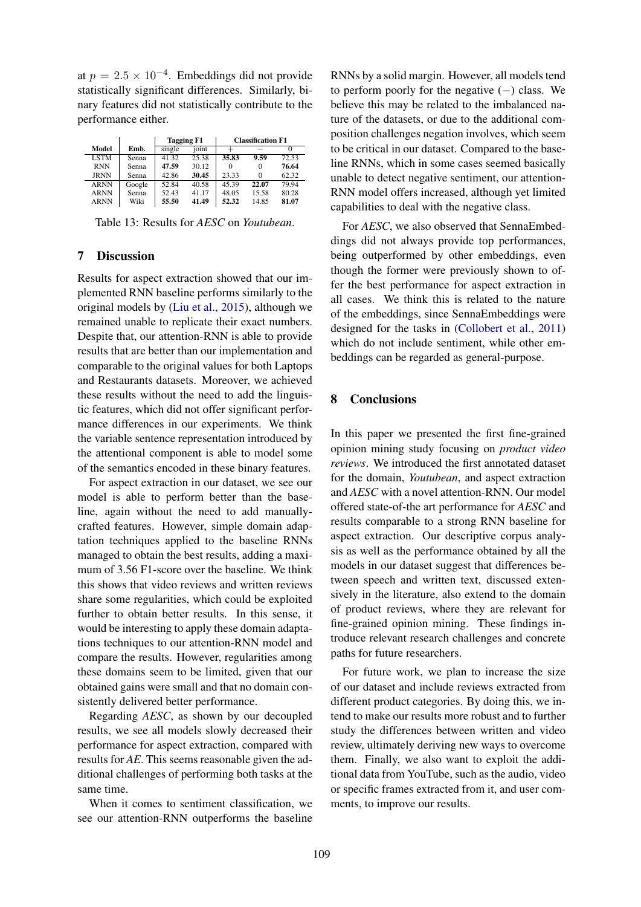at $p = 2.5 \times 10^{-4}$. Embeddings did not provide statistically significant differences. Similarly, binary features did not statistically contribute to the performance either.

| Model | Emb. | Tagging F1 | | Classification F1 | | |
|---|---|---|---|---|---|---|
| | | single | joint | $+$ | $-$ | $0$ |
| LSTM | Senna | 41.32 | 25.38 | **35.83** | **9.59** | 72.53 |
| RNN | Senna | **47.59** | 30.12 | 0 | 0 | **76.64** |
| JRNN | Senna | 42.86 | **30.45** | 23.33 | 0 | 62.32 |
| ARNN | Google | 52.84 | 40.58 | 45.39 | **22.07** | 79.94 |
| ARNN | Senna | 52.43 | 41.17 | 48.05 | 15.58 | 80.28 |
| ARNN | Wiki | **55.50** | **41.49** | **52.32** | 14.85 | **81.07** |

Table 13: Results for *AESC* on *Youtubean*.

## 7 Discussion

Results for aspect extraction showed that our implemented RNN baseline performs similarly to the original models by (Liu et al., 2015), although we remained unable to replicate their exact numbers. Despite that, our attention-RNN is able to provide results that are better than our implementation and comparable to the original values for both Laptops and Restaurants datasets. Moreover, we achieved these results without the need to add the linguistic features, which did not offer significant performance differences in our experiments. We think the variable sentence representation introduced by the attentional component is able to model some of the semantics encoded in these binary features.

For aspect extraction in our dataset, we see our model is able to perform better than the baseline, again without the need to add manually-crafted features. However, simple domain adaptation techniques applied to the baseline RNNs managed to obtain the best results, adding a maximum of 3.56 F1-score over the baseline. We think this shows that video reviews and written reviews share some regularities, which could be exploited further to obtain better results. In this sense, it would be interesting to apply these domain adaptations techniques to our attention-RNN model and compare the results. However, regularities among these domains seem to be limited, given that our obtained gains were small and that no domain consistently delivered better performance.

Regarding *AESC*, as shown by our decoupled results, we see all models slowly decreased their performance for aspect extraction, compared with results for *AE*. This seems reasonable given the additional challenges of performing both tasks at the same time.

When it comes to sentiment classification, we see our attention-RNN outperforms the baseline RNNs by a solid margin. However, all models tend to perform poorly for the negative ($-$) class. We believe this may be related to the imbalanced nature of the datasets, or due to the additional composition challenges negation involves, which seem to be critical in our dataset. Compared to the baseline RNNs, which in some cases seemed basically unable to detect negative sentiment, our attention-RNN model offers increased, although yet limited capabilities to deal with the negative class.

For *AESC*, we also observed that SennaEmbeddings did not always provide top performances, being outperformed by other embeddings, even though the former were previously shown to offer the best performance for aspect extraction in all cases. We think this is related to the nature of the embeddings, since SennaEmbeddings were designed for the tasks in (Collobert et al., 2011) which do not include sentiment, while other embeddings can be regarded as general-purpose.

## 8 Conclusions

In this paper we presented the first fine-grained opinion mining study focusing on *product video reviews*. We introduced the first annotated dataset for the domain, *Youtubean*, and aspect extraction and *AESC* with a novel attention-RNN. Our model offered state-of-the art performance for *AESC* and results comparable to a strong RNN baseline for aspect extraction. Our descriptive corpus analysis as well as the performance obtained by all the models in our dataset suggest that differences between speech and written text, discussed extensively in the literature, also extend to the domain of product reviews, where they are relevant for fine-grained opinion mining. These findings introduce relevant research challenges and concrete paths for future researchers.

For future work, we plan to increase the size of our dataset and include reviews extracted from different product categories. By doing this, we intend to make our results more robust and to further study the differences between written and video review, ultimately deriving new ways to overcome them. Finally, we also want to exploit the additional data from YouTube, such as the audio, video or specific frames extracted from it, and user comments, to improve our results.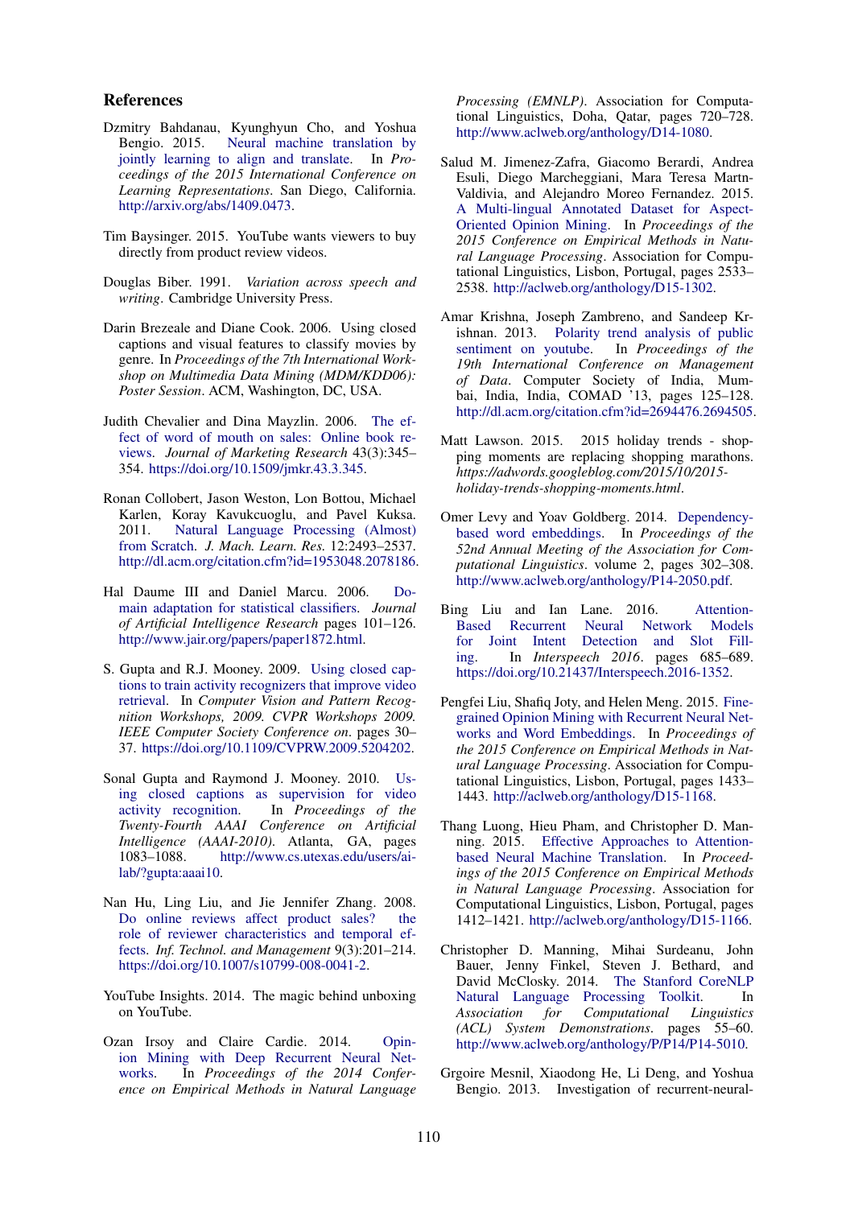## References

Dzmitry Bahdanau, Kyunghyun Cho, and Yoshua Bengio. 2015. Neural machine translation by jointly learning to align and translate. In *Proceedings of the 2015 International Conference on Learning Representations*. San Diego, California. http://arxiv.org/abs/1409.0473.

Tim Baysinger. 2015. YouTube wants viewers to buy directly from product review videos.

Douglas Biber. 1991. *Variation across speech and writing*. Cambridge University Press.

Darin Brezeale and Diane Cook. 2006. Using closed captions and visual features to classify movies by genre. In *Proceedings of the 7th International Workshop on Multimedia Data Mining (MDM/KDD06): Poster Session*. ACM, Washington, DC, USA.

Judith Chevalier and Dina Mayzlin. 2006. The effect of word of mouth on sales: Online book reviews. *Journal of Marketing Research* 43(3):345–354. https://doi.org/10.1509/jmkr.43.3.345.

Ronan Collobert, Jason Weston, Lon Botou, Michael Karlen, Koray Kavukcuoglu, and Pavel Kuksa. 2011. Natural Language Processing (Almost) from Scratch. *J. Mach. Learn. Res.* 12:2493–2537. http://dl.acm.org/citation.cfm?id=1953048.2078186.

Hal Daume III and Daniel Marcu. 2006. Domain adaptation for statistical classifiers. *Journal of Artificial Intelligence Research* pages 101–126. http://www.jair.org/papers/paper1872.html.

S. Gupta and R.J. Mooney. 2009. Using closed captions to train activity recognizers that improve video retrieval. In *Computer Vision and Pattern Recognition Workshops, 2009. CVPR Workshops 2009. IEEE Computer Society Conference on*. pages 30–37. https://doi.org/10.1109/CVPRW.2009.5204202.

Sonal Gupta and Raymond J. Mooney. 2010. Using closed captions as supervision for video activity recognition. In *Proceedings of the Twenty-Fourth AAAI Conference on Artificial Intelligence (AAAI-2010)*. Atlanta, GA, pages 1083–1088. http://www.cs.utexas.edu/users/ai-lab/?gupta:aaai10.

Nan Hu, Ling Liu, and Jie Jennifer Zhang. 2008. Do online reviews affect product sales? the role of reviewer characteristics and temporal effects. *Inf. Technol. and Management* 9(3):201–214. https://doi.org/10.1007/s10799-008-0041-2.

YouTube Insights. 2014. The magic behind unboxing on YouTube.

Ozan Irsoy and Claire Cardie. 2014. Opinion Mining with Deep Recurrent Neural Networks. In *Proceedings of the 2014 Conference on Empirical Methods in Natural Language Processing (EMNLP)*. Association for Computational Linguistics, Doha, Qatar, pages 720–728. http://www.aclweb.org/anthology/D14-1080.

Salud M. Jimenez-Zafra, Giacomo Berardi, Andrea Esuli, Diego Marcheggiani, Mara Teresa Martn-Valdivia, and Alejandro Moreo Fernandez. 2015. A Multi-lingual Annotated Dataset for Aspect-Oriented Opinion Mining. In *Proceedings of the 2015 Conference on Empirical Methods in Natural Language Processing*. Association for Computational Linguistics, Lisbon, Portugal, pages 2533–2538. http://aclweb.org/anthology/D15-1302.

Amar Krishna, Joseph Zambreno, and Sandeep Krishnan. 2013. Polarity trend analysis of public sentiment on youtube. In *Proceedings of the 19th International Conference on Management of Data*. Computer Society of India, Mumbai, India, India, COMAD '13, pages 125–128. http://dl.acm.org/citation.cfm?id=2694476.2694505.

Matt Lawson. 2015. 2015 holiday trends - shopping moments are replacing shopping marathons. *https://adwords.googleblog.com/2015/10/2015-holiday-trends-shopping-moments.html*.

Omer Levy and Yoav Goldberg. 2014. Dependency-based word embeddings. In *Proceedings of the 52nd Annual Meeting of the Association for Computational Linguistics*. volume 2, pages 302–308. http://www.aclweb.org/anthology/P14-2050.pdf.

Bing Liu and Ian Lane. 2016. Attention-Based Recurrent Neural Network Models for Joint Intent Detection and Slot Filling. In *Interspeech 2016*. pages 685–689. https://doi.org/10.21437/Interspeech.2016-1352.

Pengfei Liu, Shafiq Joty, and Helen Meng. 2015. Fine-grained Opinion Mining with Recurrent Neural Networks and Word Embeddings. In *Proceedings of the 2015 Conference on Empirical Methods in Natural Language Processing*. Association for Computational Linguistics, Lisbon, Portugal, pages 1433–1443. http://aclweb.org/anthology/D15-1168.

Thang Luong, Hieu Pham, and Christopher D. Manning. 2015. Effective Approaches to Attention-based Neural Machine Translation. In *Proceedings of the 2015 Conference on Empirical Methods in Natural Language Processing*. Association for Computational Linguistics, Lisbon, Portugal, pages 1412–1421. http://aclweb.org/anthology/D15-1166.

Christopher D. Manning, Mihai Surdeanu, John Bauer, Jenny Finkel, Steven J. Bethard, and David McClosky. 2014. The Stanford CoreNLP Natural Language Processing Toolkit. In *Association for Computational Linguistics (ACL) System Demonstrations*. pages 55–60. http://www.aclweb.org/anthology/P/P14/P14-5010.

Grgoire Mesnil, Xiaodong He, Li Deng, and Yoshua Bengio. 2013. Investigation of recurrent-neural-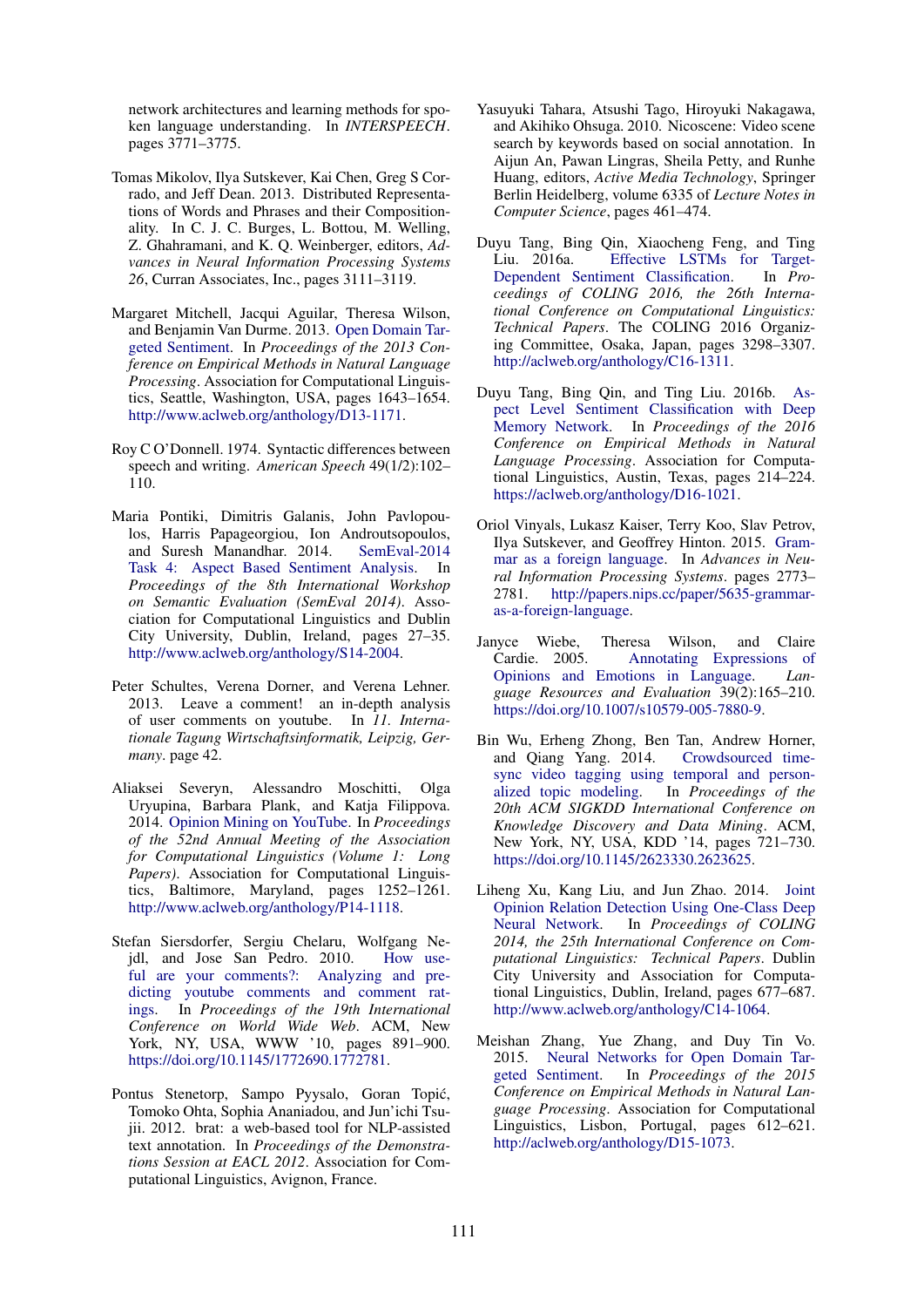network architectures and learning methods for spoken language understanding. In *INTERSPEECH*. pages 3771–3775.

Tomas Mikolov, Ilya Sutskever, Kai Chen, Greg S Corrado, and Jeff Dean. 2013. Distributed Representations of Words and Phrases and their Compositionality. In C. J. C. Burges, L. Bottou, M. Welling, Z. Ghahramani, and K. Q. Weinberger, editors, *Advances in Neural Information Processing Systems 26*, Curran Associates, Inc., pages 3111–3119.

Margaret Mitchell, Jacqui Aguilar, Theresa Wilson, and Benjamin Van Durme. 2013. Open Domain Targeted Sentiment. In *Proceedings of the 2013 Conference on Empirical Methods in Natural Language Processing*. Association for Computational Linguistics, Seattle, Washington, USA, pages 1643–1654. http://www.aclweb.org/anthology/D13-1171.

Roy C O'Donnell. 1974. Syntactic differences between speech and writing. *American Speech* 49(1/2):102–110.

Maria Pontiki, Dimitris Galanis, John Pavlopoulos, Harris Papageorgiou, Ion Androutsopoulos, and Suresh Manandhar. 2014. SemEval-2014 Task 4: Aspect Based Sentiment Analysis. In *Proceedings of the 8th International Workshop on Semantic Evaluation (SemEval 2014)*. Association for Computational Linguistics and Dublin City University, Dublin, Ireland, pages 27–35. http://www.aclweb.org/anthology/S14-2004.

Peter Schultes, Verena Dorner, and Verena Lehner. 2013. Leave a comment! an in-depth analysis of user comments on youtube. In *11. Internationale Tagung Wirtschaftsinformatik, Leipzig, Germany*. page 42.

Aliaksei Severyn, Alessandro Moschitti, Olga Uryupina, Barbara Plank, and Katja Filippova. 2014. Opinion Mining on YouTube. In *Proceedings of the 52nd Annual Meeting of the Association for Computational Linguistics (Volume 1: Long Papers)*. Association for Computational Linguistics, Baltimore, Maryland, pages 1252–1261. http://www.aclweb.org/anthology/P14-1118.

Stefan Siersdorfer, Sergiu Chelaru, Wolfgang Nejdl, and Jose San Pedro. 2010. How useful are your comments?: Analyzing and predicting youtube comments and comment ratings. In *Proceedings of the 19th International Conference on World Wide Web*. ACM, New York, NY, USA, WWW '10, pages 891–900. https://doi.org/10.1145/1772690.1772781.

Pontus Stenetorp, Sampo Pyysalo, Goran Topić, Tomoko Ohta, Sophia Ananiadou, and Jun'ichi Tsujii. 2012. brat: a web-based tool for NLP-assisted text annotation. In *Proceedings of the Demonstrations Session at EACL 2012*. Association for Computational Linguistics, Avignon, France.

Yasuyuki Tahara, Atsushi Tago, Hiroyuki Nakagawa, and Akihiko Ohsuga. 2010. Nicoscene: Video scene search by keywords based on social annotation. In Aijun An, Pawan Lingras, Sheila Petty, and Runhe Huang, editors, *Active Media Technology*, Springer Berlin Heidelberg, volume 6335 of *Lecture Notes in Computer Science*, pages 461–474.

Duyu Tang, Bing Qin, Xiaocheng Feng, and Ting Liu. 2016a. Effective LSTMs for Target-Dependent Sentiment Classification. In *Proceedings of COLING 2016, the 26th International Conference on Computational Linguistics: Technical Papers*. The COLING 2016 Organizing Committee, Osaka, Japan, pages 3298–3307. http://aclweb.org/anthology/C16-1311.

Duyu Tang, Bing Qin, and Ting Liu. 2016b. Aspect Level Sentiment Classification with Deep Memory Network. In *Proceedings of the 2016 Conference on Empirical Methods in Natural Language Processing*. Association for Computational Linguistics, Austin, Texas, pages 214–224. https://aclweb.org/anthology/D16-1021.

Oriol Vinyals, Lukasz Kaiser, Terry Koo, Slav Petrov, Ilya Sutskever, and Geoffrey Hinton. 2015. Grammar as a foreign language. In *Advances in Neural Information Processing Systems*. pages 2773–2781. http://papers.nips.cc/paper/5635-grammar-as-a-foreign-language.

Janyce Wiebe, Theresa Wilson, and Claire Cardie. 2005. Annotating Expressions of Opinions and Emotions in Language. *Language Resources and Evaluation* 39(2):165–210. https://doi.org/10.1007/s10579-005-7880-9.

Bin Wu, Erheng Zhong, Ben Tan, Andrew Horner, and Qiang Yang. 2014. Crowdsourced time-sync video tagging using temporal and personalized topic modeling. In *Proceedings of the 20th ACM SIGKDD International Conference on Knowledge Discovery and Data Mining*. ACM, New York, NY, USA, KDD '14, pages 721–730. https://doi.org/10.1145/2623330.2623625.

Liheng Xu, Kang Liu, and Jun Zhao. 2014. Joint Opinion Relation Detection Using One-Class Deep Neural Network. In *Proceedings of COLING 2014, the 25th International Conference on Computational Linguistics: Technical Papers*. Dublin City University and Association for Computational Linguistics, Dublin, Ireland, pages 677–687. http://www.aclweb.org/anthology/C14-1064.

Meishan Zhang, Yue Zhang, and Duy Tin Vo. 2015. Neural Networks for Open Domain Targeted Sentiment. In *Proceedings of the 2015 Conference on Empirical Methods in Natural Language Processing*. Association for Computational Linguistics, Lisbon, Portugal, pages 612–621. http://aclweb.org/anthology/D15-1073.